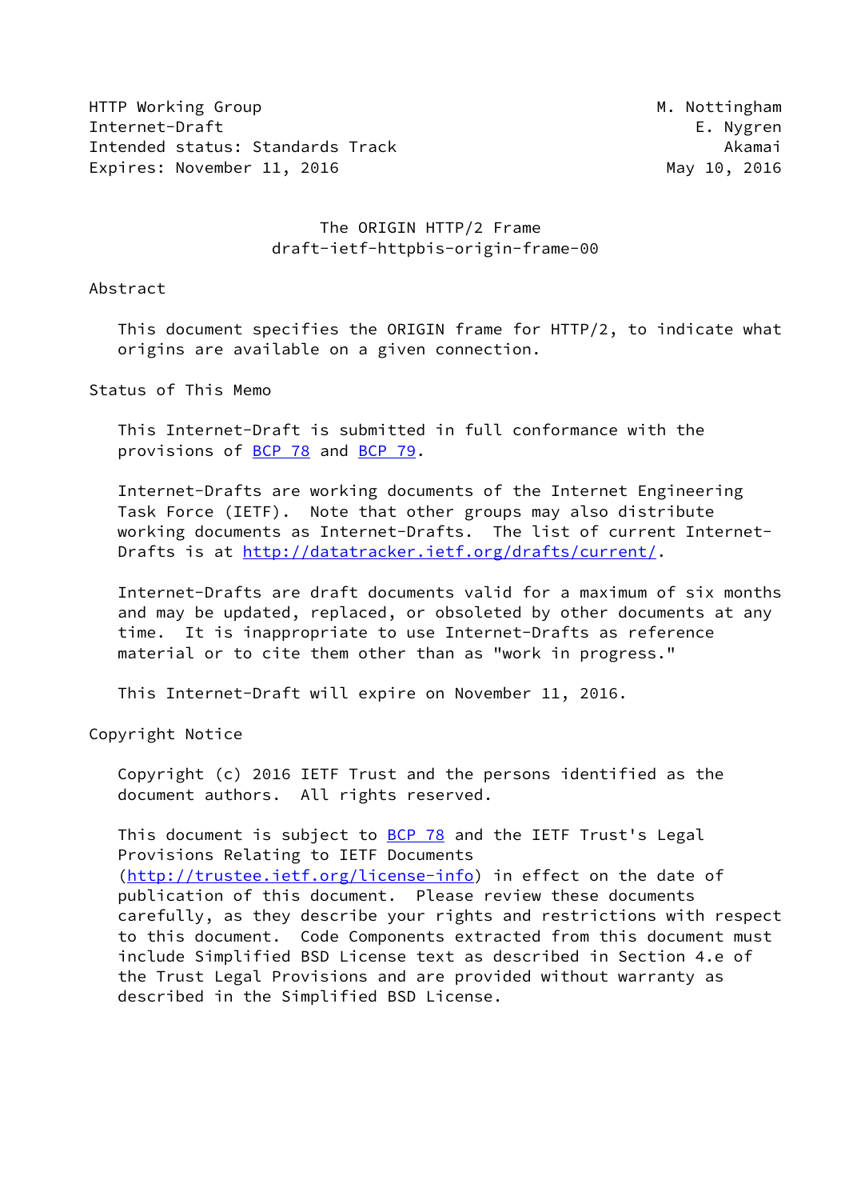HTTP Working Group M. Nottingham
Internet-Draft E. Nygren
Intended status: Standards Track Akamai
Expires: November 11, 2016 May 10, 2016

# The ORIGIN HTTP/2 Frame
draft-ietf-httpbis-origin-frame-00

## Abstract

This document specifies the ORIGIN frame for HTTP/2, to indicate what origins are available on a given connection.

## Status of This Memo

This Internet-Draft is submitted in full conformance with the provisions of BCP 78 and BCP 79.

Internet-Drafts are working documents of the Internet Engineering Task Force (IETF). Note that other groups may also distribute working documents as Internet-Drafts. The list of current Internet-Drafts is at http://datatracker.ietf.org/drafts/current/.

Internet-Drafts are draft documents valid for a maximum of six months and may be updated, replaced, or obsoleted by other documents at any time. It is inappropriate to use Internet-Drafts as reference material or to cite them other than as "work in progress."

This Internet-Draft will expire on November 11, 2016.

## Copyright Notice

Copyright (c) 2016 IETF Trust and the persons identified as the document authors. All rights reserved.

This document is subject to BCP 78 and the IETF Trust's Legal Provisions Relating to IETF Documents (http://trustee.ietf.org/license-info) in effect on the date of publication of this document. Please review these documents carefully, as they describe your rights and restrictions with respect to this document. Code Components extracted from this document must include Simplified BSD License text as described in Section 4.e of the Trust Legal Provisions and are provided without warranty as described in the Simplified BSD License.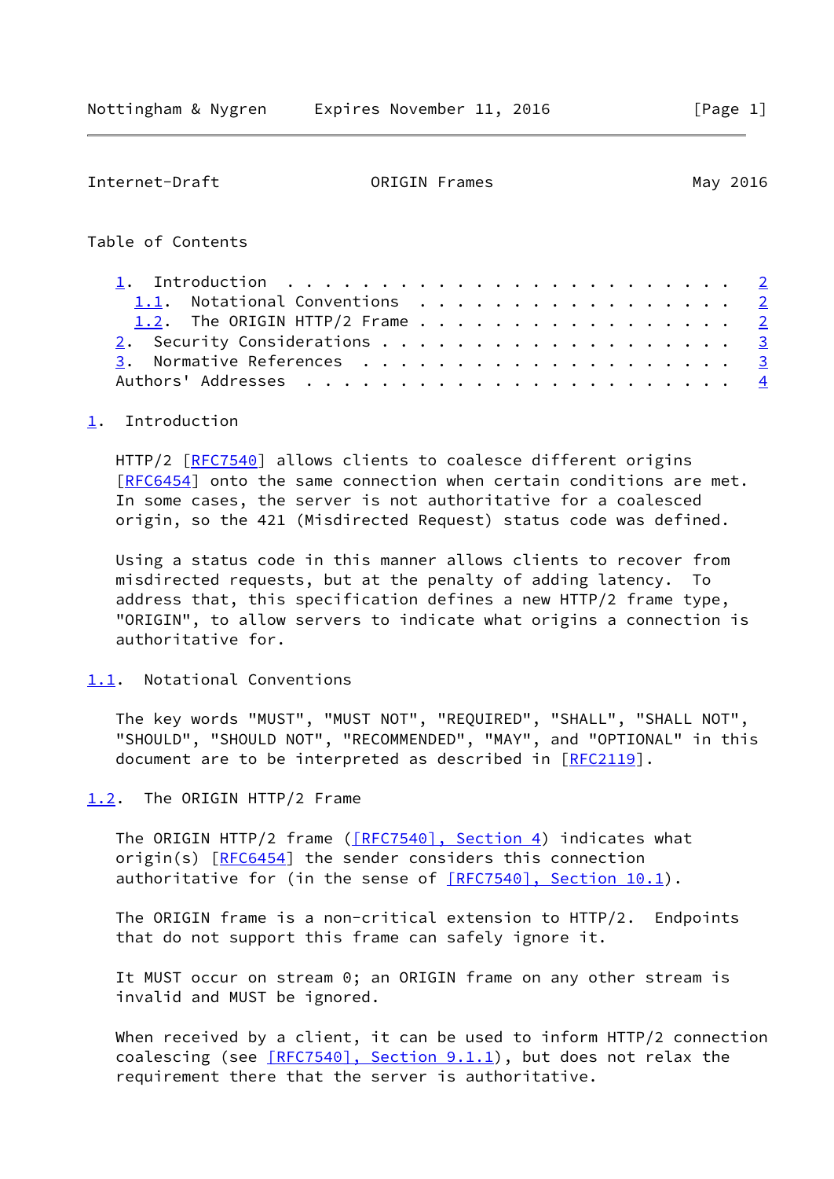Table of Contents

1. Introduction . . . . . . . . . . . . . . . . . . . . . . . . 2
   1.1. Notational Conventions . . . . . . . . . . . . . . . . . 2
   1.2. The ORIGIN HTTP/2 Frame . . . . . . . . . . . . . . . . . 2
2. Security Considerations . . . . . . . . . . . . . . . . . . . 3
3. Normative References . . . . . . . . . . . . . . . . . . . . 3
Authors' Addresses . . . . . . . . . . . . . . . . . . . . . . . 4

## 1. Introduction

HTTP/2 [RFC7540] allows clients to coalesce different origins [RFC6454] onto the same connection when certain conditions are met. In some cases, the server is not authoritative for a coalesced origin, so the 421 (Misdirected Request) status code was defined.

Using a status code in this manner allows clients to recover from misdirected requests, but at the penalty of adding latency. To address that, this specification defines a new HTTP/2 frame type, "ORIGIN", to allow servers to indicate what origins a connection is authoritative for.

### 1.1. Notational Conventions

The key words "MUST", "MUST NOT", "REQUIRED", "SHALL", "SHALL NOT", "SHOULD", "SHOULD NOT", "RECOMMENDED", "MAY", and "OPTIONAL" in this document are to be interpreted as described in [RFC2119].

### 1.2. The ORIGIN HTTP/2 Frame

The ORIGIN HTTP/2 frame ([RFC7540], Section 4) indicates what origin(s) [RFC6454] the sender considers this connection authoritative for (in the sense of [RFC7540], Section 10.1).

The ORIGIN frame is a non-critical extension to HTTP/2. Endpoints that do not support this frame can safely ignore it.

It MUST occur on stream 0; an ORIGIN frame on any other stream is invalid and MUST be ignored.

When received by a client, it can be used to inform HTTP/2 connection coalescing (see [RFC7540], Section 9.1.1), but does not relax the requirement there that the server is authoritative.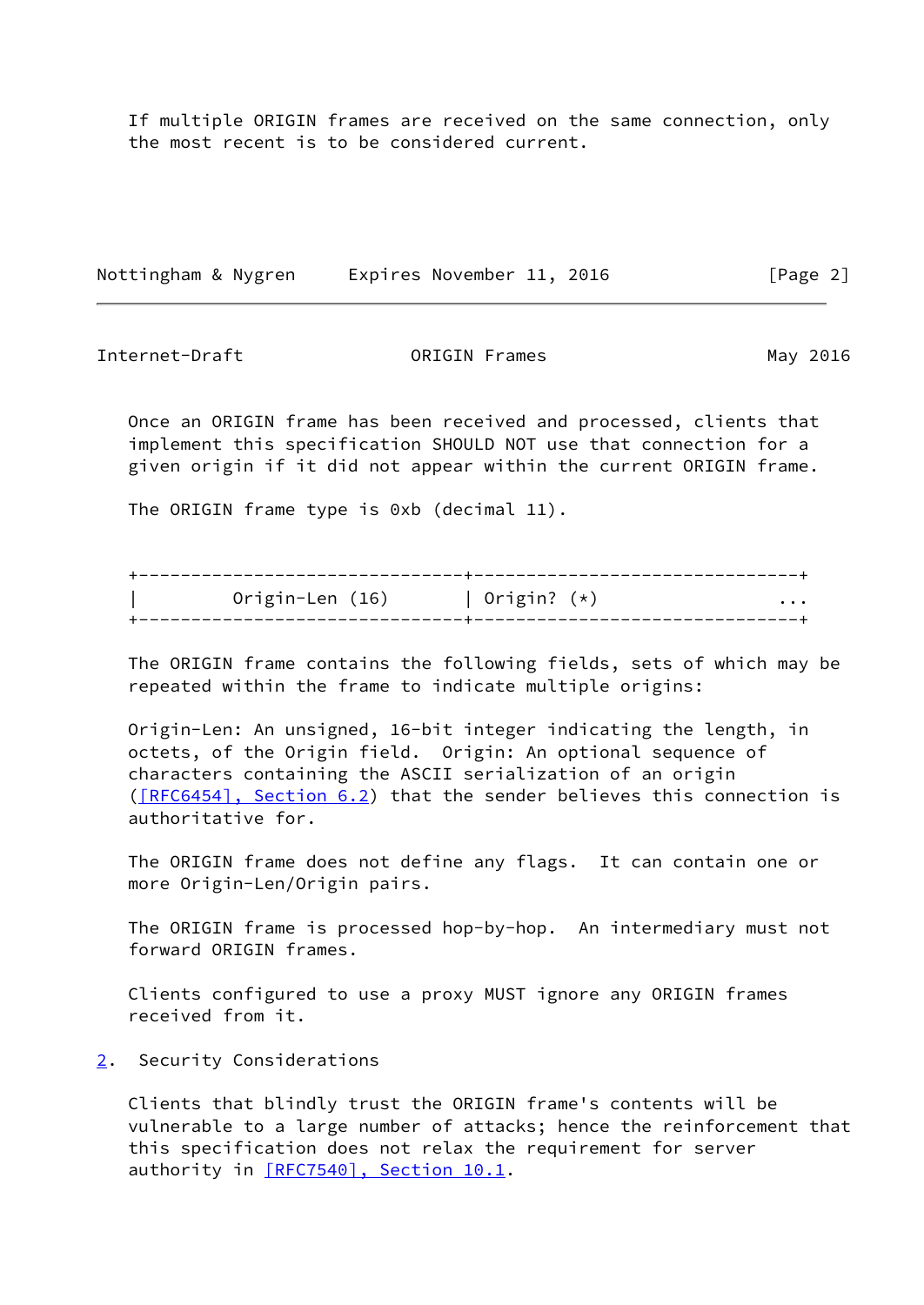If multiple ORIGIN frames are received on the same connection, only the most recent is to be considered current.

Once an ORIGIN frame has been received and processed, clients that implement this specification SHOULD NOT use that connection for a given origin if it did not appear within the current ORIGIN frame.

The ORIGIN frame type is 0xb (decimal 11).

```
+-------------------------------+-------------------------------+
|         Origin-Len (16)       | Origin? (*)                 ...
+-------------------------------+-------------------------------+
```

The ORIGIN frame contains the following fields, sets of which may be repeated within the frame to indicate multiple origins:

Origin-Len: An unsigned, 16-bit integer indicating the length, in octets, of the Origin field. Origin: An optional sequence of characters containing the ASCII serialization of an origin ([RFC6454], Section 6.2) that the sender believes this connection is authoritative for.

The ORIGIN frame does not define any flags. It can contain one or more Origin-Len/Origin pairs.

The ORIGIN frame is processed hop-by-hop. An intermediary must not forward ORIGIN frames.

Clients configured to use a proxy MUST ignore any ORIGIN frames received from it.

## 2. Security Considerations

Clients that blindly trust the ORIGIN frame's contents will be vulnerable to a large number of attacks; hence the reinforcement that this specification does not relax the requirement for server authority in [RFC7540], Section 10.1.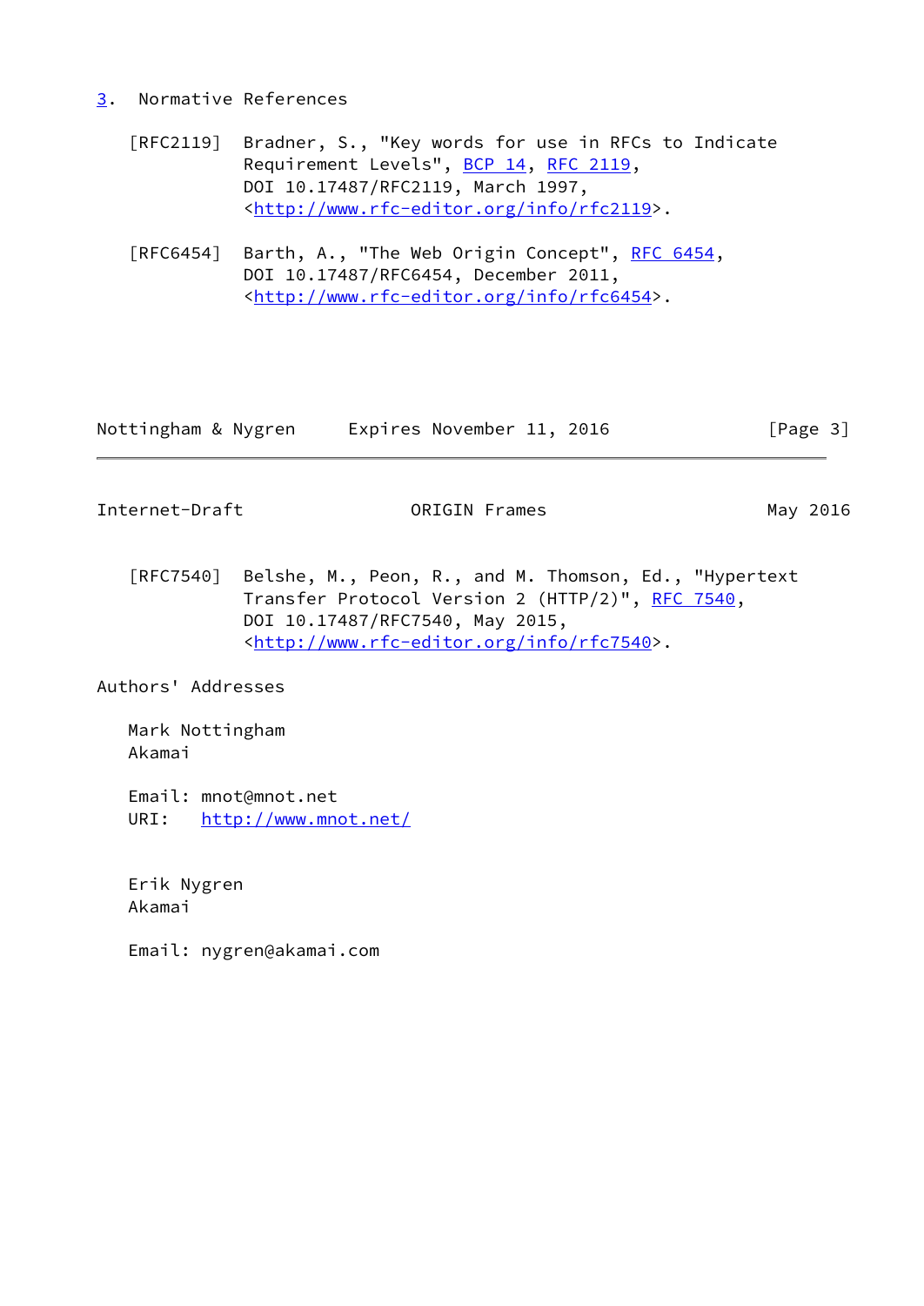## 3. Normative References

[RFC2119] Bradner, S., "Key words for use in RFCs to Indicate Requirement Levels", BCP 14, RFC 2119, DOI 10.17487/RFC2119, March 1997, <http://www.rfc-editor.org/info/rfc2119>.

[RFC6454] Barth, A., "The Web Origin Concept", RFC 6454, DOI 10.17487/RFC6454, December 2011, <http://www.rfc-editor.org/info/rfc6454>.

[RFC7540] Belshe, M., Peon, R., and M. Thomson, Ed., "Hypertext Transfer Protocol Version 2 (HTTP/2)", RFC 7540, DOI 10.17487/RFC7540, May 2015, <http://www.rfc-editor.org/info/rfc7540>.

## Authors' Addresses

Mark Nottingham
Akamai

Email: mnot@mnot.net
URI: http://www.mnot.net/

Erik Nygren
Akamai

Email: nygren@akamai.com